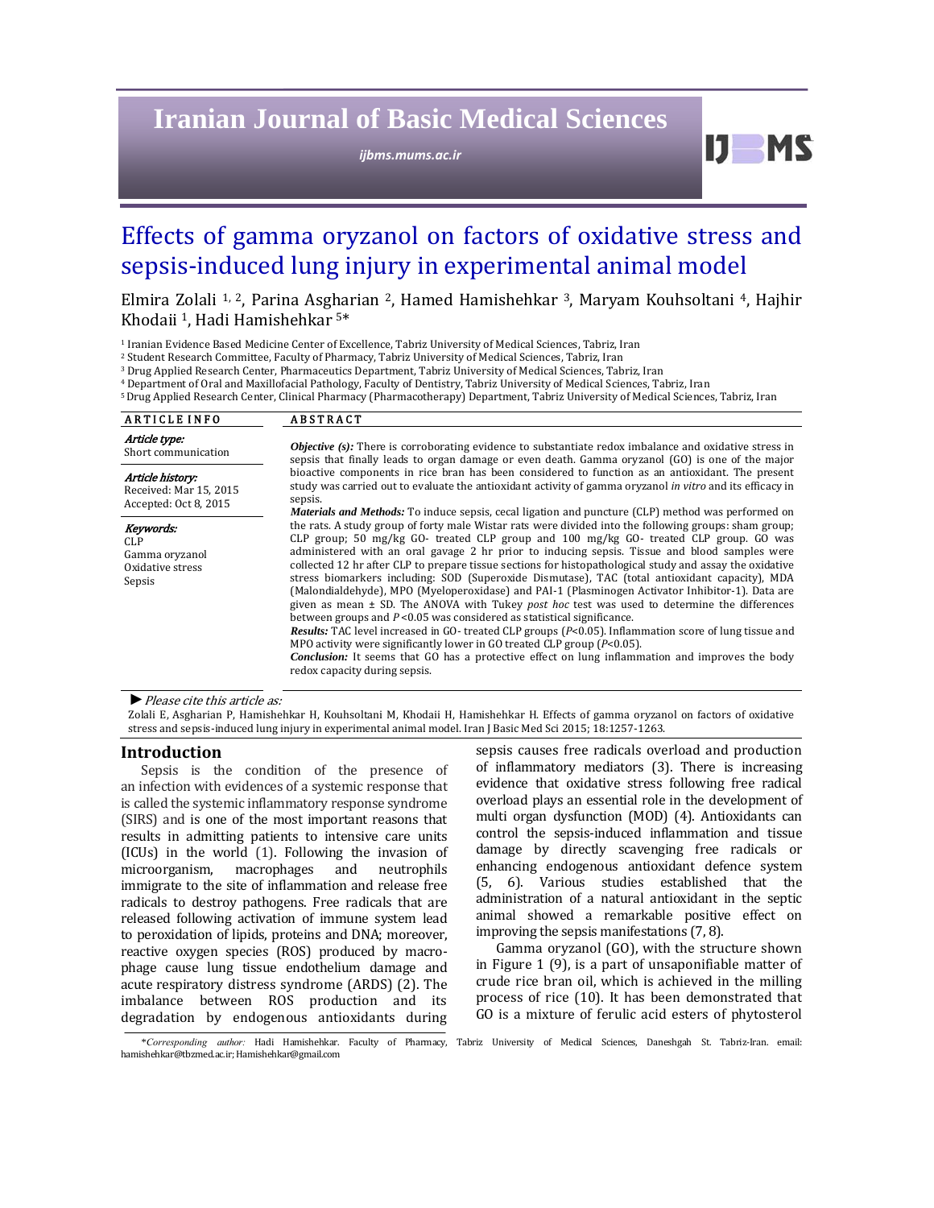# Effects of gamma oryzanol on factors of oxidative stress and sepsis-induced lung injury in experimental animal model

Elmira Zolali [1, 2], Parina Asgharian [2], Hamed Hamishehkar [3], Maryam Kouhsoltani [4], Hajhir Khodaii [1], Hadi Hamishehkar [5]*

[1] Iranian Evidence Based Medicine Center of Excellence, Tabriz University of Medical Sciences, Tabriz, Iran
[2] Student Research Committee, Faculty of Pharmacy, Tabriz University of Medical Sciences, Tabriz, Iran
[3] Drug Applied Research Center, Pharmaceutics Department, Tabriz University of Medical Sciences, Tabriz, Iran
[4] Department of Oral and Maxillofacial Pathology, Faculty of Dentistry, Tabriz University of Medical Sciences, Tabriz, Iran
[5] Drug Applied Research Center, Clinical Pharmacy (Pharmacotherapy) Department, Tabriz University of Medical Sciences, Tabriz, Iran

**ARTICLE INFO**

*Article type:*
Short communication

*Article history:*
Received: Mar 15, 2015
Accepted: Oct 8, 2015

*Keywords:*
CLP
Gamma oryzanol
Oxidative stress
Sepsis

**ABSTRACT**

***Objective (s):*** There is corroborating evidence to substantiate redox imbalance and oxidative stress in sepsis that finally leads to organ damage or even death. Gamma oryzanol (GO) is one of the major bioactive components in rice bran has been considered to function as an antioxidant. The present study was carried out to evaluate the antioxidant activity of gamma oryzanol *in vitro* and its efficacy in sepsis.

***Materials and Methods:*** To induce sepsis, cecal ligation and puncture (CLP) method was performed on the rats. A study group of forty male Wistar rats were divided into the following groups: sham group; CLP group; 50 mg/kg GO- treated CLP group and 100 mg/kg GO- treated CLP group. GO was administered with an oral gavage 2 hr prior to inducing sepsis. Tissue and blood samples were collected 12 hr after CLP to prepare tissue sections for histopathological study and assay the oxidative stress biomarkers including: SOD (Superoxide Dismutase), TAC (total antioxidant capacity), MDA (Malondialdehyde), MPO (Myeloperoxidase) and PAI-1 (Plasminogen Activator Inhibitor-1). Data are given as mean ± SD. The ANOVA with Tukey *post hoc* test was used to determine the differences between groups and $P<0.05$ was considered as statistical significance.

***Results:*** TAC level increased in GO- treated CLP groups ($P<0.05$). Inflammation score of lung tissue and MPO activity were significantly lower in GO treated CLP group ($P<0.05$).

***Conclusion:*** It seems that GO has a protective effect on lung inflammation and improves the body redox capacity during sepsis.

► *Please cite this article as:*

Zolali E, Asgharian P, Hamishehkar H, Kouhsoltani M, Khodaii H, Hamishehkar H. Effects of gamma oryzanol on factors of oxidative stress and sepsis-induced lung injury in experimental animal model. Iran J Basic Med Sci 2015; 18:1257-1263.

## Introduction

Sepsis is the condition of the presence of an infection with evidences of a systemic response that is called the systemic inflammatory response syndrome (SIRS) and is one of the most important reasons that results in admitting patients to intensive care units (ICUs) in the world (1). Following the invasion of microorganism, macrophages and neutrophils immigrate to the site of inflammation and release free radicals to destroy pathogens. Free radicals that are released following activation of immune system lead to peroxidation of lipids, proteins and DNA; moreover, reactive oxygen species (ROS) produced by macrophage cause lung tissue endothelium damage and acute respiratory distress syndrome (ARDS) (2). The imbalance between ROS production and its degradation by endogenous antioxidants during sepsis causes free radicals overload and production of inflammatory mediators (3). There is increasing evidence that oxidative stress following free radical overload plays an essential role in the development of multi organ dysfunction (MOD) (4). Antioxidants can control the sepsis-induced inflammation and tissue damage by directly scavenging free radicals or enhancing endogenous antioxidant defence system (5, 6). Various studies established that the administration of a natural antioxidant in the septic animal showed a remarkable positive effect on improving the sepsis manifestations (7, 8).

Gamma oryzanol (GO), with the structure shown in Figure 1 (9), is a part of unsaponifiable matter of crude rice bran oil, which is achieved in the milling process of rice (10). It has been demonstrated that GO is a mixture of ferulic acid esters of phytosterol

*Corresponding author: Hadi Hamishehkar. Faculty of Pharmacy, Tabriz University of Medical Sciences, Daneshgah St. Tabriz-Iran. email: hamishehkar@tbzmed.ac.ir; Hamishehkar@gmail.com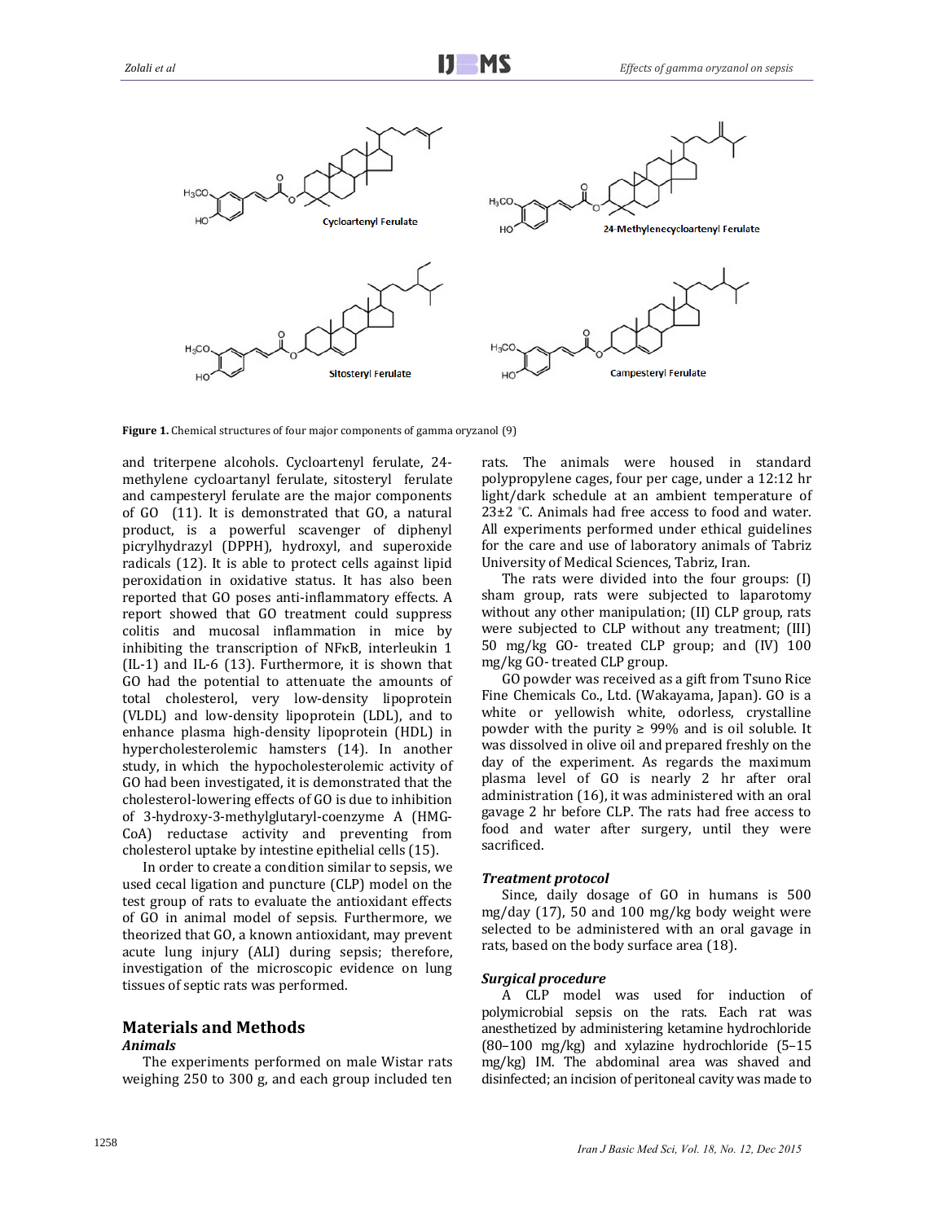Figure 1. Chemical structures of four major components of gamma oryzanol (9)

and triterpene alcohols. Cycloartenyl ferulate, 24-methylene cycloartanyl ferulate, sitosteryl ferulate and campesteryl ferulate are the major components of GO (11). It is demonstrated that GO, a natural product, is a powerful scavenger of diphenyl picrylhydrazyl (DPPH), hydroxyl, and superoxide radicals (12). It is able to protect cells against lipid peroxidation in oxidative status. It has also been reported that GO poses anti-inflammatory effects. A report showed that GO treatment could suppress colitis and mucosal inflammation in mice by inhibiting the transcription of NFκB, interleukin 1 (IL-1) and IL-6 (13). Furthermore, it is shown that GO had the potential to attenuate the amounts of total cholesterol, very low-density lipoprotein (VLDL) and low-density lipoprotein (LDL), and to enhance plasma high-density lipoprotein (HDL) in hypercholesterolemic hamsters (14). In another study, in which the hypocholesterolemic activity of GO had been investigated, it is demonstrated that the cholesterol-lowering effects of GO is due to inhibition of 3-hydroxy-3-methylglutaryl-coenzyme A (HMG-CoA) reductase activity and preventing from cholesterol uptake by intestine epithelial cells (15).

In order to create a condition similar to sepsis, we used cecal ligation and puncture (CLP) model on the test group of rats to evaluate the antioxidant effects of GO in animal model of sepsis. Furthermore, we theorized that GO, a known antioxidant, may prevent acute lung injury (ALI) during sepsis; therefore, investigation of the microscopic evidence on lung tissues of septic rats was performed.

## Materials and Methods

### *Animals*

The experiments performed on male Wistar rats weighing 250 to 300 g, and each group included ten rats. The animals were housed in standard polypropylene cages, four per cage, under a 12:12 hr light/dark schedule at an ambient temperature of 23±2 °C. Animals had free access to food and water. All experiments performed under ethical guidelines for the care and use of laboratory animals of Tabriz University of Medical Sciences, Tabriz, Iran.

The rats were divided into the four groups: (I) sham group, rats were subjected to laparotomy without any other manipulation; (II) CLP group, rats were subjected to CLP without any treatment; (III) 50 mg/kg GO- treated CLP group; and (IV) 100 mg/kg GO- treated CLP group.

GO powder was received as a gift from Tsuno Rice Fine Chemicals Co., Ltd. (Wakayama, Japan). GO is a white or yellowish white, odorless, crystalline powder with the purity ≥ 99% and is oil soluble. It was dissolved in olive oil and prepared freshly on the day of the experiment. As regards the maximum plasma level of GO is nearly 2 hr after oral administration (16), it was administered with an oral gavage 2 hr before CLP. The rats had free access to food and water after surgery, until they were sacrificed.

### *Treatment protocol*

Since, daily dosage of GO in humans is 500 mg/day (17), 50 and 100 mg/kg body weight were selected to be administered with an oral gavage in rats, based on the body surface area (18).

### *Surgical procedure*

A CLP model was used for induction of polymicrobial sepsis on the rats. Each rat was anesthetized by administering ketamine hydrochloride (80–100 mg/kg) and xylazine hydrochloride (5–15 mg/kg) IM. The abdominal area was shaved and disinfected; an incision of peritoneal cavity was made to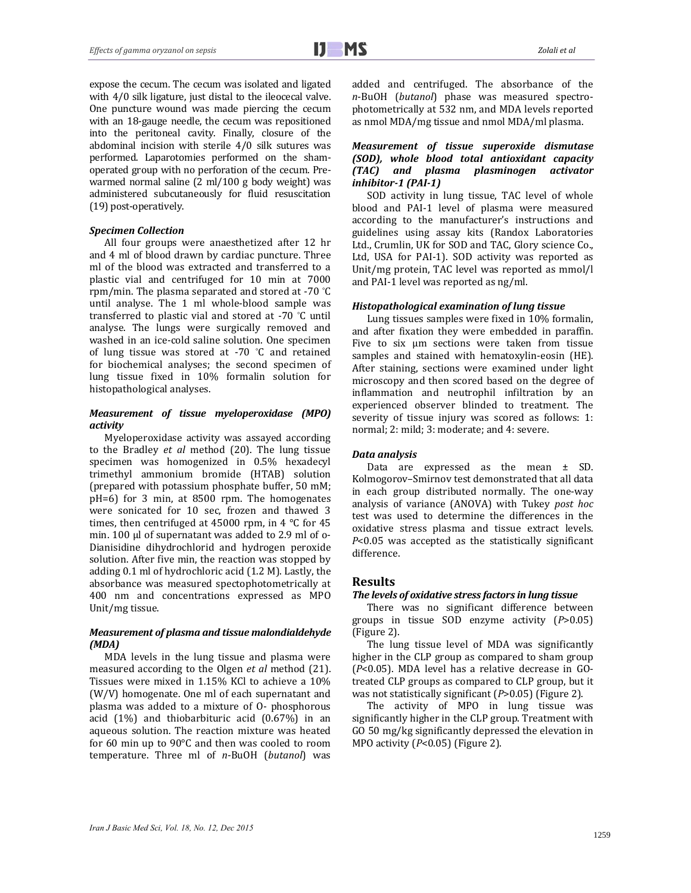expose the cecum. The cecum was isolated and ligated with 4/0 silk ligature, just distal to the ileocecal valve. One puncture wound was made piercing the cecum with an 18-gauge needle, the cecum was repositioned into the peritoneal cavity. Finally, closure of the abdominal incision with sterile 4/0 silk sutures was performed. Laparotomies performed on the sham-operated group with no perforation of the cecum. Pre-warmed normal saline (2 ml/100 g body weight) was administered subcutaneously for fluid resuscitation (19) post-operatively.

### *Specimen Collection*

All four groups were anaesthetized after 12 hr and 4 ml of blood drawn by cardiac puncture. Three ml of the blood was extracted and transferred to a plastic vial and centrifuged for 10 min at 7000 rpm/min. The plasma separated and stored at -70 °C until analyse. The 1 ml whole-blood sample was transferred to plastic vial and stored at -70 °C until analyse. The lungs were surgically removed and washed in an ice-cold saline solution. One specimen of lung tissue was stored at -70 °C and retained for biochemical analyses; the second specimen of lung tissue fixed in 10% formalin solution for histopathological analyses.

### *Measurement of tissue myeloperoxidase (MPO) activity*

Myeloperoxidase activity was assayed according to the Bradley *et al* method (20). The lung tissue specimen was homogenized in 0.5% hexadecyl trimethyl ammonium bromide (HTAB) solution (prepared with potassium phosphate buffer, 50 mM; pH=6) for 3 min, at 8500 rpm. The homogenates were sonicated for 10 sec, frozen and thawed 3 times, then centrifuged at 45000 rpm, in 4 °C for 45 min. 100 μl of supernatant was added to 2.9 ml of o-Dianisidine dihydrochlorid and hydrogen peroxide solution. After five min, the reaction was stopped by adding 0.1 ml of hydrochloric acid (1.2 M). Lastly, the absorbance was measured spectophotometrically at 400 nm and concentrations expressed as MPO Unit/mg tissue.

### *Measurement of plasma and tissue malondialdehyde (MDA)*

MDA levels in the lung tissue and plasma were measured according to the Olgen *et al* method (21). Tissues were mixed in 1.15% KCl to achieve a 10% (W/V) homogenate. One ml of each supernatant and plasma was added to a mixture of O- phosphorous acid (1%) and thiobarbituric acid (0.67%) in an aqueous solution. The reaction mixture was heated for 60 min up to 90°C and then was cooled to room temperature. Three ml of *n*-BuOH (*butanol*) was added and centrifuged. The absorbance of the *n*-BuOH (*butanol*) phase was measured spectro-photometrically at 532 nm, and MDA levels reported as nmol MDA/mg tissue and nmol MDA/ml plasma.

### *Measurement of tissue superoxide dismutase (SOD), whole blood total antioxidant capacity (TAC) and plasma plasminogen activator inhibitor-1 (PAI-1)*

SOD activity in lung tissue, TAC level of whole blood and PAI-1 level of plasma were measured according to the manufacturer's instructions and guidelines using assay kits (Randox Laboratories Ltd., Crumlin, UK for SOD and TAC, Glory science Co., Ltd, USA for PAI-1). SOD activity was reported as Unit/mg protein, TAC level was reported as mmol/l and PAI-1 level was reported as ng/ml.

### *Histopathological examination of lung tissue*

Lung tissues samples were fixed in 10% formalin, and after fixation they were embedded in paraffin. Five to six μm sections were taken from tissue samples and stained with hematoxylin-eosin (HE). After staining, sections were examined under light microscopy and then scored based on the degree of inflammation and neutrophil infiltration by an experienced observer blinded to treatment. The severity of tissue injury was scored as follows: 1: normal; 2: mild; 3: moderate; and 4: severe.

### *Data analysis*

Data are expressed as the mean ± SD. Kolmogorov–Smirnov test demonstrated that all data in each group distributed normally. The one-way analysis of variance (ANOVA) with Tukey *post hoc* test was used to determine the differences in the oxidative stress plasma and tissue extract levels. $P<0.05$ was accepted as the statistically significant difference.

## Results

### *The levels of oxidative stress factors in lung tissue*

There was no significant difference between groups in tissue SOD enzyme activity ($P>0.05$) (Figure 2).

The lung tissue level of MDA was significantly higher in the CLP group as compared to sham group ($P<0.05$). MDA level has a relative decrease in GO-treated CLP groups as compared to CLP group, but it was not statistically significant ($P>0.05$) (Figure 2).

The activity of MPO in lung tissue was significantly higher in the CLP group. Treatment with GO 50 mg/kg significantly depressed the elevation in MPO activity ($P<0.05$) (Figure 2).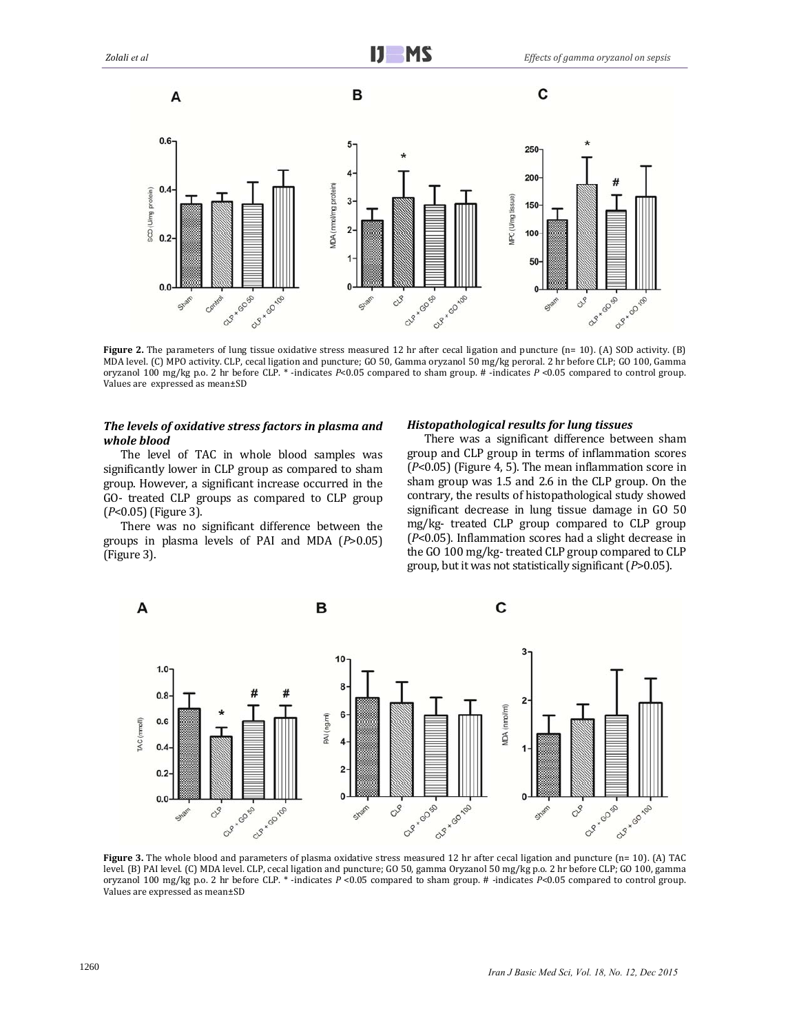**Figure 2.** The parameters of lung tissue oxidative stress measured 12 hr after cecal ligation and puncture (n= 10). (A) SOD activity. (B) MDA level. (C) MPO activity. CLP, cecal ligation and puncture; GO 50, Gamma oryzanol 50 mg/kg peroral. 2 hr before CLP; GO 100, Gamma oryzanol 100 mg/kg p.o. 2 hr before CLP. * -indicates *P*<0.05 compared to sham group. # -indicates *P* <0.05 compared to control group. Values are expressed as mean±SD

### *The levels of oxidative stress factors in plasma and whole blood*

The level of TAC in whole blood samples was significantly lower in CLP group as compared to sham group. However, a significant increase occurred in the GO- treated CLP groups as compared to CLP group (*P*<0.05) (Figure 3).

There was no significant difference between the groups in plasma levels of PAI and MDA (*P*>0.05) (Figure 3).

### *Histopathological results for lung tissues*

There was a significant difference between sham group and CLP group in terms of inflammation scores (*P*<0.05) (Figure 4, 5). The mean inflammation score in sham group was 1.5 and 2.6 in the CLP group. On the contrary, the results of histopathological study showed significant decrease in lung tissue damage in GO 50 mg/kg- treated CLP group compared to CLP group (*P*<0.05). Inflammation scores had a slight decrease in the GO 100 mg/kg- treated CLP group compared to CLP group, but it was not statistically significant (*P*>0.05).

**Figure 3.** The whole blood and parameters of plasma oxidative stress measured 12 hr after cecal ligation and puncture (n= 10). (A) TAC level. (B) PAI level. (C) MDA level. CLP, cecal ligation and puncture; GO 50, gamma Oryzanol 50 mg/kg p.o. 2 hr before CLP; GO 100, gamma oryzanol 100 mg/kg p.o. 2 hr before CLP. * -indicates *P* <0.05 compared to sham group. # -indicates *P*<0.05 compared to control group. Values are expressed as mean±SD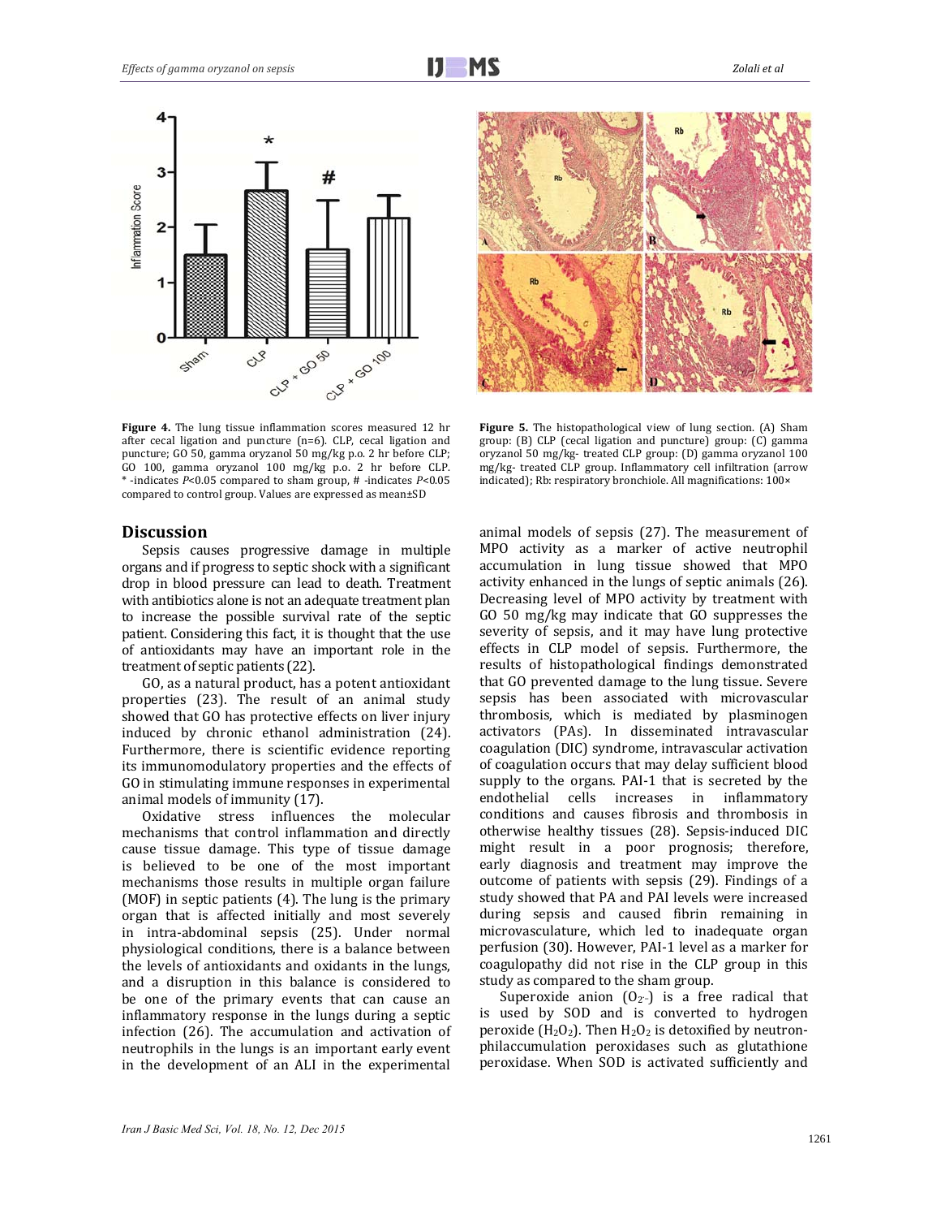Figure 4. The lung tissue inflammation scores measured 12 hr after cecal ligation and puncture (n=6). CLP, cecal ligation and puncture; GO 50, gamma oryzanol 50 mg/kg p.o. 2 hr before CLP; GO 100, gamma oryzanol 100 mg/kg p.o. 2 hr before CLP. * -indicates $P<0.05$ compared to sham group, # -indicates $P<0.05$ compared to control group. Values are expressed as mean±SD

Figure 5. The histopathological view of lung section. (A) Sham group: (B) CLP (cecal ligation and puncture) group: (C) gamma oryzanol 50 mg/kg- treated CLP group: (D) gamma oryzanol 100 mg/kg- treated CLP group. Inflammatory cell infiltration (arrow indicated); Rb: respiratory bronchiole. All magnifications: 100×

## Discussion

Sepsis causes progressive damage in multiple organs and if progress to septic shock with a significant drop in blood pressure can lead to death. Treatment with antibiotics alone is not an adequate treatment plan to increase the possible survival rate of the septic patient. Considering this fact, it is thought that the use of antioxidants may have an important role in the treatment of septic patients (22).

GO, as a natural product, has a potent antioxidant properties (23). The result of an animal study showed that GO has protective effects on liver injury induced by chronic ethanol administration (24). Furthermore, there is scientific evidence reporting its immunomodulatory properties and the effects of GO in stimulating immune responses in experimental animal models of immunity (17).

Oxidative stress influences the molecular mechanisms that control inflammation and directly cause tissue damage. This type of tissue damage is believed to be one of the most important mechanisms those results in multiple organ failure (MOF) in septic patients (4). The lung is the primary organ that is affected initially and most severely in intra-abdominal sepsis (25). Under normal physiological conditions, there is a balance between the levels of antioxidants and oxidants in the lungs, and a disruption in this balance is considered to be one of the primary events that can cause an inflammatory response in the lungs during a septic infection (26). The accumulation and activation of neutrophils in the lungs is an important early event in the development of an ALI in the experimental animal models of sepsis (27). The measurement of MPO activity as a marker of active neutrophil accumulation in lung tissue showed that MPO activity enhanced in the lungs of septic animals (26). Decreasing level of MPO activity by treatment with GO 50 mg/kg may indicate that GO suppresses the severity of sepsis, and it may have lung protective effects in CLP model of sepsis. Furthermore, the results of histopathological findings demonstrated that GO prevented damage to the lung tissue. Severe sepsis has been associated with microvascular thrombosis, which is mediated by plasminogen activators (PAs). In disseminated intravascular coagulation (DIC) syndrome, intravascular activation of coagulation occurs that may delay sufficient blood supply to the organs. PAI-1 that is secreted by the endothelial cells increases in inflammatory conditions and causes fibrosis and thrombosis in otherwise healthy tissues (28). Sepsis-induced DIC might result in a poor prognosis; therefore, early diagnosis and treatment may improve the outcome of patients with sepsis (29). Findings of a study showed that PA and PAI levels were increased during sepsis and caused fibrin remaining in microvasculature, which led to inadequate organ perfusion (30). However, PAI-1 level as a marker for coagulopathy did not rise in the CLP group in this study as compared to the sham group.

Superoxide anion ($O_2^{-}$) is a free radical that is used by SOD and is converted to hydrogen peroxide ($H_2O_2$). Then $H_2O_2$ is detoxified by neutron-philaccumulation peroxidases such as glutathione peroxidase. When SOD is activated sufficiently and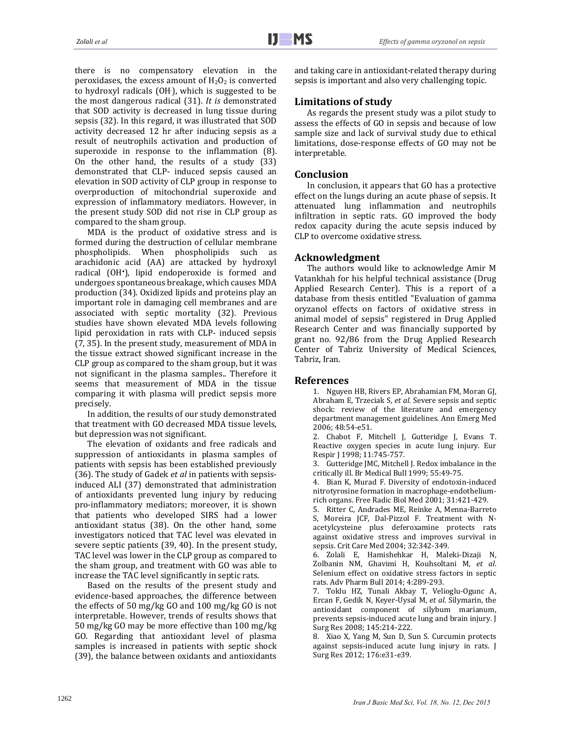there is no compensatory elevation in the peroxidases, the excess amount of $H_2O_2$ is converted to hydroxyl radicals ($OH^{.}$), which is suggested to be the most dangerous radical (31). *It is* demonstrated that SOD activity is decreased in lung tissue during sepsis (32). In this regard, it was illustrated that SOD activity decreased 12 hr after inducing sepsis as a result of neutrophils activation and production of superoxide in response to the inflammation (8). On the other hand, the results of a study (33) demonstrated that CLP- induced sepsis caused an elevation in SOD activity of CLP group in response to overproduction of mitochondrial superoxide and expression of inflammatory mediators. However, in the present study SOD did not rise in CLP group as compared to the sham group.

MDA is the product of oxidative stress and is formed during the destruction of cellular membrane phospholipids. When phospholipids such as arachidonic acid (AA) are attacked by hydroxyl radical ($OH^{\bullet}$), lipid endoperoxide is formed and undergoes spontaneous breakage, which causes MDA production (34). Oxidized lipids and proteins play an important role in damaging cell membranes and are associated with septic mortality (32). Previous studies have shown elevated MDA levels following lipid peroxidation in rats with CLP- induced sepsis (7, 35). In the present study, measurement of MDA in the tissue extract showed significant increase in the CLP group as compared to the sham group, but it was not significant in the plasma samples.. Therefore it seems that measurement of MDA in the tissue comparing it with plasma will predict sepsis more precisely.

In addition, the results of our study demonstrated that treatment with GO decreased MDA tissue levels, but depression was not significant.

The elevation of oxidants and free radicals and suppression of antioxidants in plasma samples of patients with sepsis has been established previously (36). The study of Gadek *et al* in patients with sepsis-induced ALI (37) demonstrated that administration of antioxidants prevented lung injury by reducing pro-inflammatory mediators; moreover, it is shown that patients who developed SIRS had a lower antioxidant status (38). On the other hand, some investigators noticed that TAC level was elevated in severe septic patients (39, 40). In the present study, TAC level was lower in the CLP group as compared to the sham group, and treatment with GO was able to increase the TAC level significantly in septic rats.

Based on the results of the present study and evidence-based approaches, the difference between the effects of 50 mg/kg GO and 100 mg/kg GO is not interpretable. However, trends of results shows that 50 mg/kg GO may be more effective than 100 mg/kg GO. Regarding that antioxidant level of plasma samples is increased in patients with septic shock (39), the balance between oxidants and antioxidants and taking care in antioxidant-related therapy during sepsis is important and also very challenging topic.

## Limitations of study

As regards the present study was a pilot study to assess the effects of GO in sepsis and because of low sample size and lack of survival study due to ethical limitations, dose-response effects of GO may not be interpretable.

## Conclusion

In conclusion, it appears that GO has a protective effect on the lungs during an acute phase of sepsis. It attenuated lung inflammation and neutrophils infiltration in septic rats. GO improved the body redox capacity during the acute sepsis induced by CLP to overcome oxidative stress.

## Acknowledgment

The authors would like to acknowledge Amir M Vatankhah for his helpful technical assistance (Drug Applied Research Center). This is a report of a database from thesis entitled "Evaluation of gamma oryzanol effects on factors of oxidative stress in animal model of sepsis" registered in Drug Applied Research Center and was financially supported by grant no. 92/86 from the Drug Applied Research Center of Tabriz University of Medical Sciences, Tabriz, Iran.

## References

1. Nguyen HB, Rivers EP, Abrahamian FM, Moran GJ, Abraham E, Trzeciak S, *et al*. Severe sepsis and septic shock: review of the literature and emergency department management guidelines. Ann Emerg Med 2006; 48:54-e51.
2. Chabot F, Mitchell J, Gutteridge J, Evans T. Reactive oxygen species in acute lung injury. Eur Respir J 1998; 11:745-757.
3. Gutteridge JMC, Mitchell J. Redox imbalance in the critically ill. Br Medical Bull 1999; 55:49-75.
4. Bian K, Murad F. Diversity of endotoxin-induced nitrotyrosine formation in macrophage-endothelium-rich organs. Free Radic Biol Med 2001; 31:421-429.
5. Ritter C, Andrades ME, Reinke A, Menna-Barreto S, Moreira JCF, Dal-Pizzol F. Treatment with N-acetylcysteine plus deferoxamine protects rats against oxidative stress and improves survival in sepsis. Crit Care Med 2004; 32:342-349.
6. Zolali E, Hamishehkar H, Maleki-Dizaji N, Zolbanin NM, Ghavimi H, Kouhsoltani M, *et al*. Selenium effect on oxidative stress factors in septic rats. Adv Pharm Bull 2014; 4:289-293.
7. Toklu HZ, Tunali Akbay T, Velioglu-Ogunc A, Ercan F, Gedik N, Keyer-Uysal M, *et al*. Silymarin, the antioxidant component of silybum marianum, prevents sepsis-induced acute lung and brain injury. J Surg Res 2008; 145:214-222.
8. Xiao X, Yang M, Sun D, Sun S. Curcumin protects against sepsis-induced acute lung injury in rats. J Surg Res 2012; 176:e31-e39.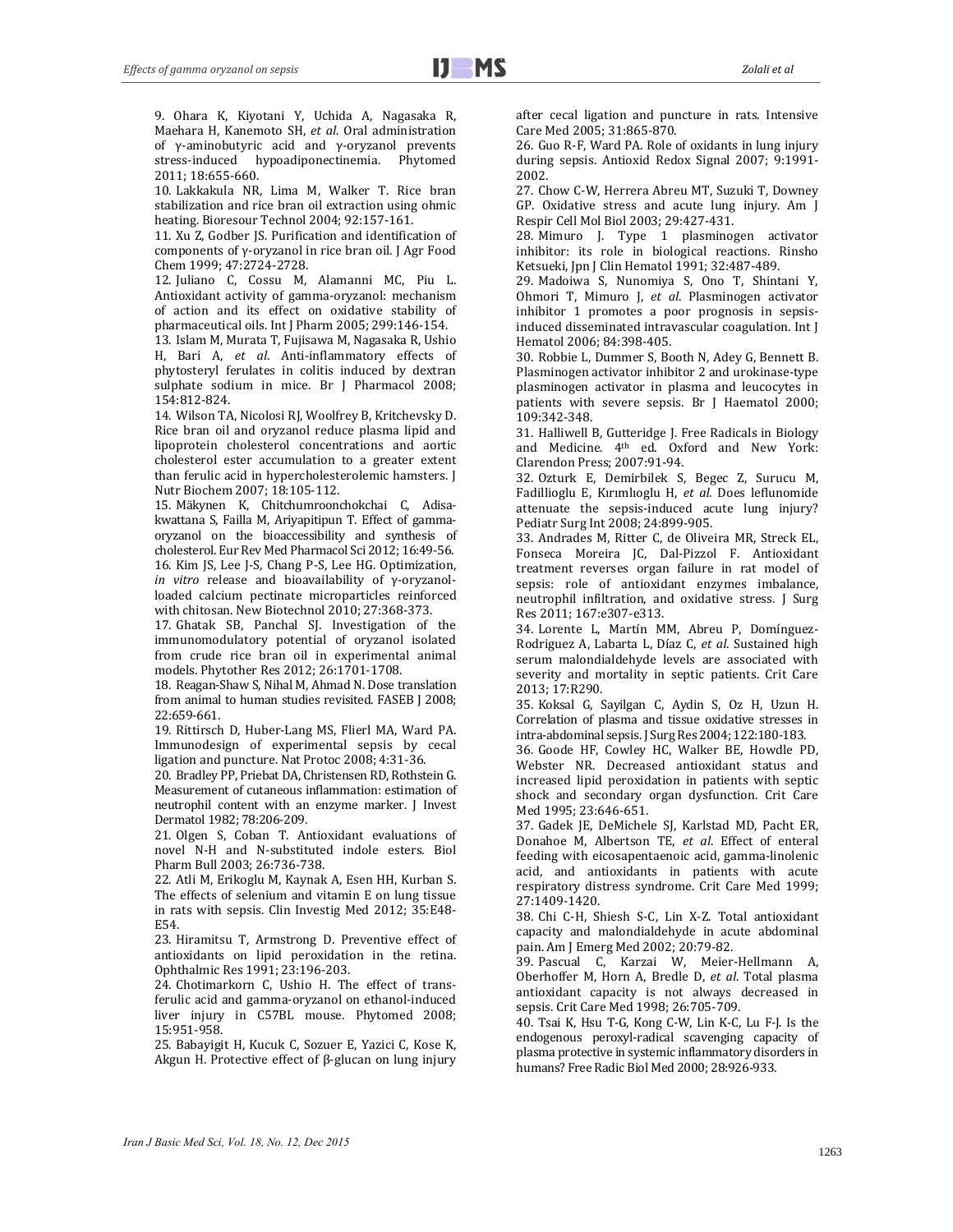9. Ohara K, Kiyotani Y, Uchida A, Nagasaka R, Maehara H, Kanemoto SH, *et al*. Oral administration of γ-aminobutyric acid and γ-oryzanol prevents stress-induced hypoadiponectinemia. Phytomed 2011; 18:655-660.

10. Lakkakula NR, Lima M, Walker T. Rice bran stabilization and rice bran oil extraction using ohmic heating. Bioresour Technol 2004; 92:157-161.

11. Xu Z, Godber JS. Purification and identification of components of γ-oryzanol in rice bran oil. J Agr Food Chem 1999; 47:2724-2728.

12. Juliano C, Cossu M, Alamanni MC, Piu L. Antioxidant activity of gamma-oryzanol: mechanism of action and its effect on oxidative stability of pharmaceutical oils. Int J Pharm 2005; 299:146-154.

13. Islam M, Murata T, Fujisawa M, Nagasaka R, Ushio H, Bari A, *et al*. Anti-inflammatory effects of phytosteryl ferulates in colitis induced by dextran sulphate sodium in mice. Br J Pharmacol 2008; 154:812-824.

14. Wilson TA, Nicolosi RJ, Woolfrey B, Kritchevsky D. Rice bran oil and oryzanol reduce plasma lipid and lipoprotein cholesterol concentrations and aortic cholesterol ester accumulation to a greater extent than ferulic acid in hypercholesterolemic hamsters. J Nutr Biochem 2007; 18:105-112.

15. Mäkynen K, Chitchumroonchokchai C, Adisakwattana S, Failla M, Ariyapitipun T. Effect of gamma-oryzanol on the bioaccessibility and synthesis of cholesterol. Eur Rev Med Pharmacol Sci 2012; 16:49-56.

16. Kim JS, Lee J-S, Chang P-S, Lee HG. Optimization, *in vitro* release and bioavailability of γ-oryzanol-loaded calcium pectinate microparticles reinforced with chitosan. New Biotechnol 2010; 27:368-373.

17. Ghatak SB, Panchal SJ. Investigation of the immunomodulatory potential of oryzanol isolated from crude rice bran oil in experimental animal models. Phytother Res 2012; 26:1701-1708.

18. Reagan-Shaw S, Nihal M, Ahmad N. Dose translation from animal to human studies revisited. FASEB J 2008; 22:659-661.

19. Rittirsch D, Huber-Lang MS, Flierl MA, Ward PA. Immunodesign of experimental sepsis by cecal ligation and puncture. Nat Protoc 2008; 4:31-36.

20. Bradley PP, Priebat DA, Christensen RD, Rothstein G. Measurement of cutaneous inflammation: estimation of neutrophil content with an enzyme marker. J Invest Dermatol 1982; 78:206-209.

21. Olgen S, Coban T. Antioxidant evaluations of novel N-H and N-substituted indole esters. Biol Pharm Bull 2003; 26:736-738.

22. Atli M, Erikoglu M, Kaynak A, Esen HH, Kurban S. The effects of selenium and vitamin E on lung tissue in rats with sepsis. Clin Investig Med 2012; 35:E48-E54.

23. Hiramitsu T, Armstrong D. Preventive effect of antioxidants on lipid peroxidation in the retina. Ophthalmic Res 1991; 23:196-203.

24. Chotimarkorn C, Ushio H. The effect of trans-ferulic acid and gamma-oryzanol on ethanol-induced liver injury in C57BL mouse. Phytomed 2008; 15:951-958.

25. Babayigit H, Kucuk C, Sozuer E, Yazici C, Kose K, Akgun H. Protective effect of β-glucan on lung injury after cecal ligation and puncture in rats. Intensive Care Med 2005; 31:865-870.

26. Guo R-F, Ward PA. Role of oxidants in lung injury during sepsis. Antioxid Redox Signal 2007; 9:1991-2002.

27. Chow C-W, Herrera Abreu MT, Suzuki T, Downey GP. Oxidative stress and acute lung injury. Am J Respir Cell Mol Biol 2003; 29:427-431.

28. Mimuro J. Type 1 plasminogen activator inhibitor: its role in biological reactions. Rinsho Ketsueki, Jpn J Clin Hematol 1991; 32:487-489.

29. Madoiwa S, Nunomiya S, Ono T, Shintani Y, Ohmori T, Mimuro J, *et al*. Plasminogen activator inhibitor 1 promotes a poor prognosis in sepsis-induced disseminated intravascular coagulation. Int J Hematol 2006; 84:398-405.

30. Robbie L, Dummer S, Booth N, Adey G, Bennett B. Plasminogen activator inhibitor 2 and urokinase-type plasminogen activator in plasma and leucocytes in patients with severe sepsis. Br J Haematol 2000; 109:342-348.

31. Halliwell B, Gutteridge J. Free Radicals in Biology and Medicine. 4th ed. Oxford and New York: Clarendon Press; 2007:91-94.

32. Ozturk E, Demirbilek S, Begec Z, Surucu M, Fadillioglu E, Kırımlıoglu H, *et al*. Does leflunomide attenuate the sepsis-induced acute lung injury? Pediatr Surg Int 2008; 24:899-905.

33. Andrades M, Ritter C, de Oliveira MR, Streck EL, Fonseca Moreira JC, Dal-Pizzol F. Antioxidant treatment reverses organ failure in rat model of sepsis: role of antioxidant enzymes imbalance, neutrophil infiltration, and oxidative stress. J Surg Res 2011; 167:e307-e313.

34. Lorente L, Martín MM, Abreu P, Domínguez-Rodriguez A, Labarta L, Díaz C, *et al*. Sustained high serum malondialdehyde levels are associated with severity and mortality in septic patients. Crit Care 2013; 17:R290.

35. Koksal G, Sayilgan C, Aydin S, Oz H, Uzun H. Correlation of plasma and tissue oxidative stresses in intra-abdominal sepsis. J Surg Res 2004; 122:180-183.

36. Goode HF, Cowley HC, Walker BE, Howdle PD, Webster NR. Decreased antioxidant status and increased lipid peroxidation in patients with septic shock and secondary organ dysfunction. Crit Care Med 1995; 23:646-651.

37. Gadek JE, DeMichele SJ, Karlstad MD, Pacht ER, Donahoe M, Albertson TE, *et al*. Effect of enteral feeding with eicosapentaenoic acid, gamma-linolenic acid, and antioxidants in patients with acute respiratory distress syndrome. Crit Care Med 1999; 27:1409-1420.

38. Chi C-H, Shiesh S-C, Lin X-Z. Total antioxidant capacity and malondialdehyde in acute abdominal pain. Am J Emerg Med 2002; 20:79-82.

39. Pascual C, Karzai W, Meier-Hellmann A, Oberhoffer M, Horn A, Bredle D, *et al*. Total plasma antioxidant capacity is not always decreased in sepsis. Crit Care Med 1998; 26:705-709.

40. Tsai K, Hsu T-G, Kong C-W, Lin K-C, Lu F-J. Is the endogenous peroxyl-radical scavenging capacity of plasma protective in systemic inflammatory disorders in humans? Free Radic Biol Med 2000; 28:926-933.